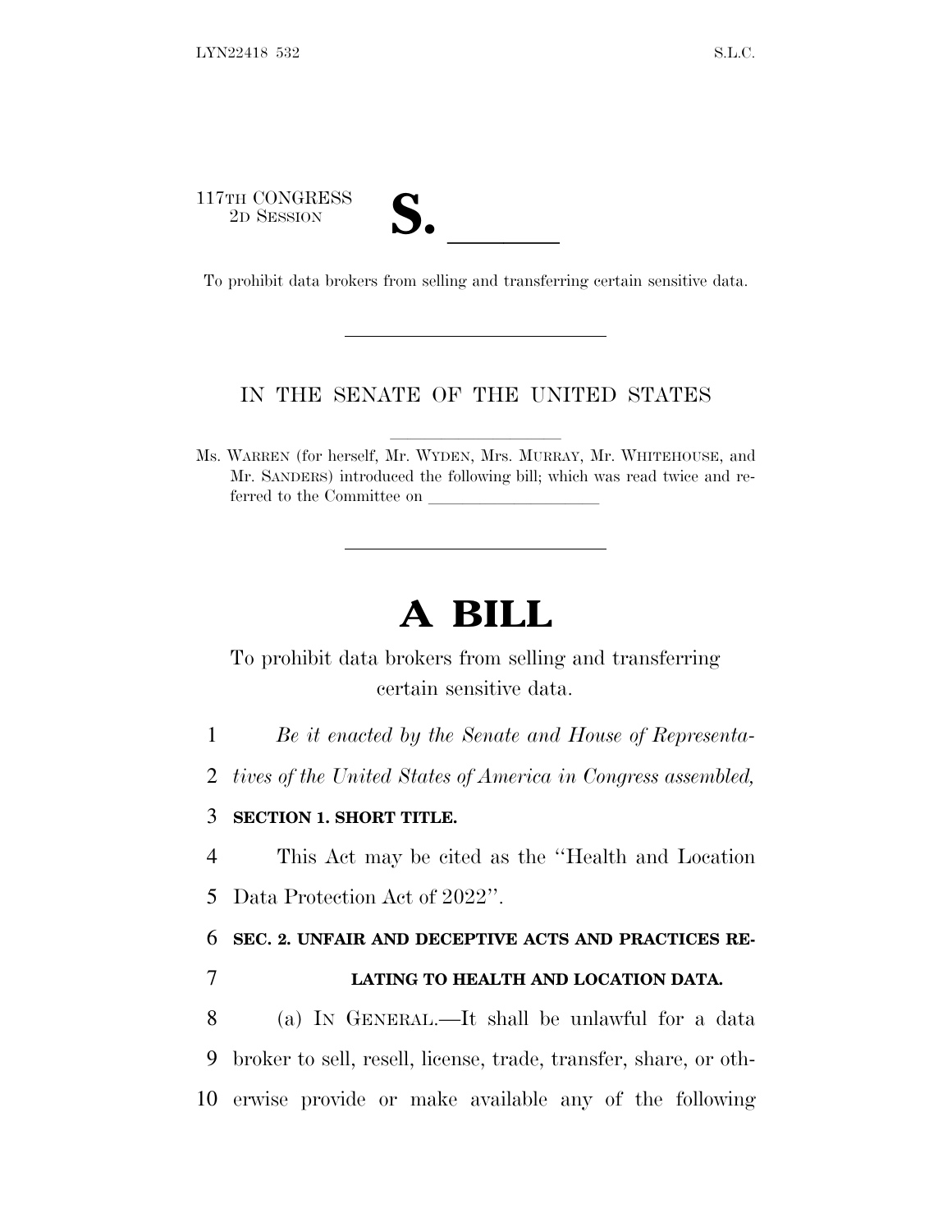117TH CONGRESS
2D SESSION

**S. \_\_\_\_\_\_**

To prohibit data brokers from selling and transferring certain sensitive data.

---

IN THE SENATE OF THE UNITED STATES

Ms. WARREN (for herself, Mr. WYDEN, Mrs. MURRAY, Mr. WHITEHOUSE, and Mr. SANDERS) introduced the following bill; which was read twice and referred to the Committee on \_\_\_\_\_\_\_\_\_\_\_\_\_\_\_\_\_\_\_\_

---

# A BILL

To prohibit data brokers from selling and transferring certain sensitive data.

*Be it enacted by the Senate and House of Representatives of the United States of America in Congress assembled,*

**SECTION 1. SHORT TITLE.**

This Act may be cited as the "Health and Location Data Protection Act of 2022".

**SEC. 2. UNFAIR AND DECEPTIVE ACTS AND PRACTICES RELATING TO HEALTH AND LOCATION DATA.**

(a) IN GENERAL.—It shall be unlawful for a data broker to sell, resell, license, trade, transfer, share, or otherwise provide or make available any of the following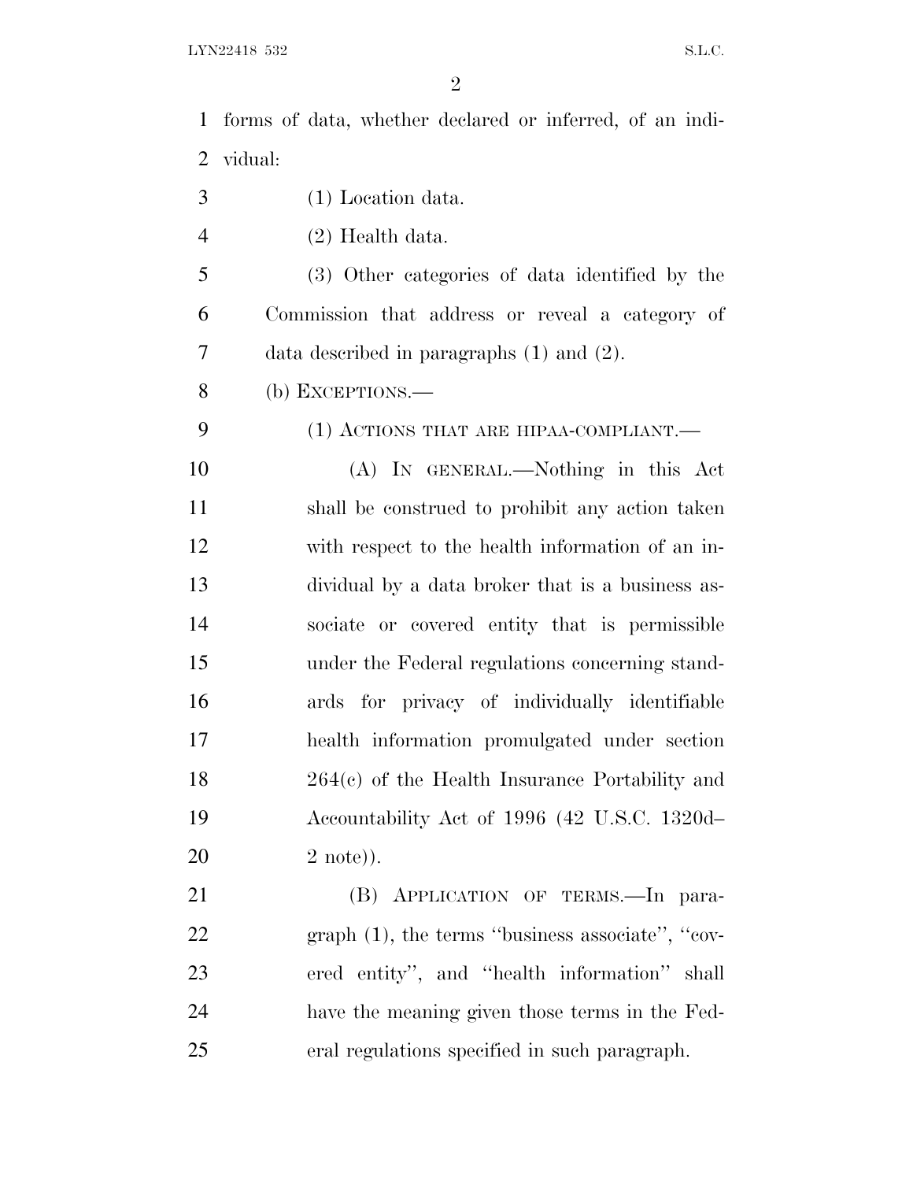forms of data, whether declared or inferred, of an individual:

(1) Location data.

(2) Health data.

(3) Other categories of data identified by the Commission that address or reveal a category of data described in paragraphs (1) and (2).

(b) EXCEPTIONS.—

(1) ACTIONS THAT ARE HIPAA-COMPLIANT.—

(A) IN GENERAL.—Nothing in this Act shall be construed to prohibit any action taken with respect to the health information of an individual by a data broker that is a business associate or covered entity that is permissible under the Federal regulations concerning standards for privacy of individually identifiable health information promulgated under section 264(c) of the Health Insurance Portability and Accountability Act of 1996 (42 U.S.C. 1320d–2 note)).

(B) APPLICATION OF TERMS.—In paragraph (1), the terms ''business associate'', ''covered entity'', and ''health information'' shall have the meaning given those terms in the Federal regulations specified in such paragraph.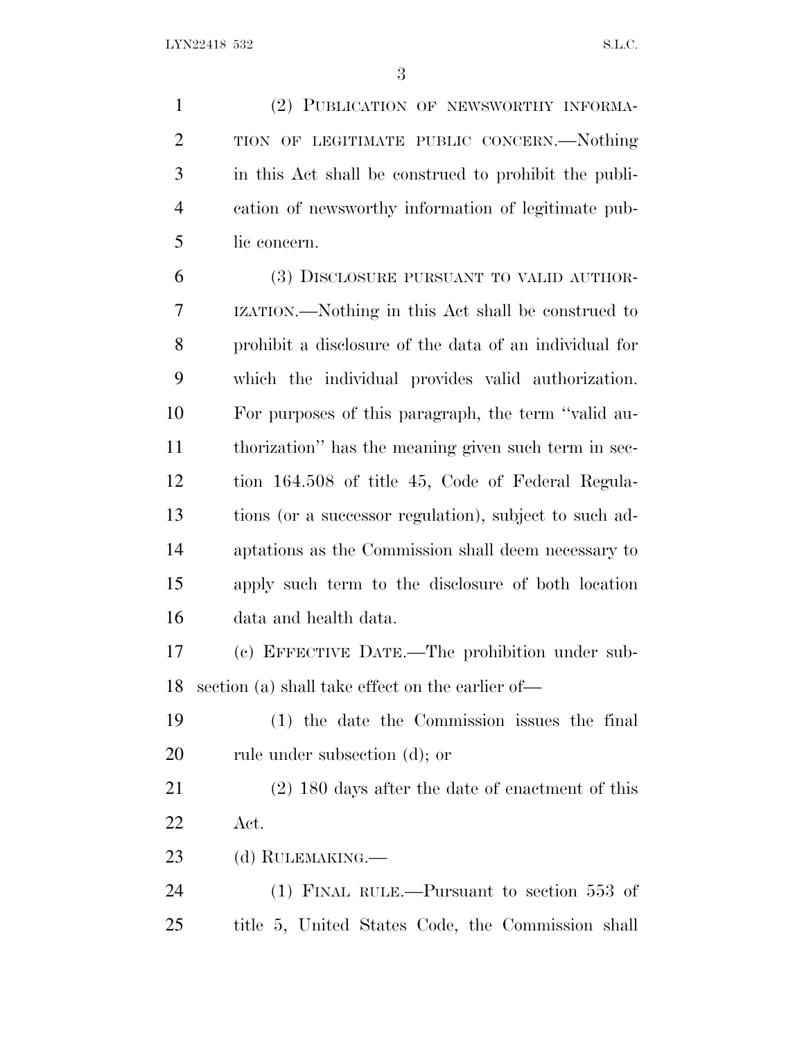(2) PUBLICATION OF NEWSWORTHY INFORMATION OF LEGITIMATE PUBLIC CONCERN.—Nothing in this Act shall be construed to prohibit the publication of newsworthy information of legitimate public concern.

(3) DISCLOSURE PURSUANT TO VALID AUTHORIZATION.—Nothing in this Act shall be construed to prohibit a disclosure of the data of an individual for which the individual provides valid authorization. For purposes of this paragraph, the term ''valid authorization'' has the meaning given such term in section 164.508 of title 45, Code of Federal Regulations (or a successor regulation), subject to such adaptations as the Commission shall deem necessary to apply such term to the disclosure of both location data and health data.

(c) EFFECTIVE DATE.—The prohibition under subsection (a) shall take effect on the earlier of—

(1) the date the Commission issues the final rule under subsection (d); or

(2) 180 days after the date of enactment of this Act.

(d) RULEMAKING.—

(1) FINAL RULE.—Pursuant to section 553 of title 5, United States Code, the Commission shall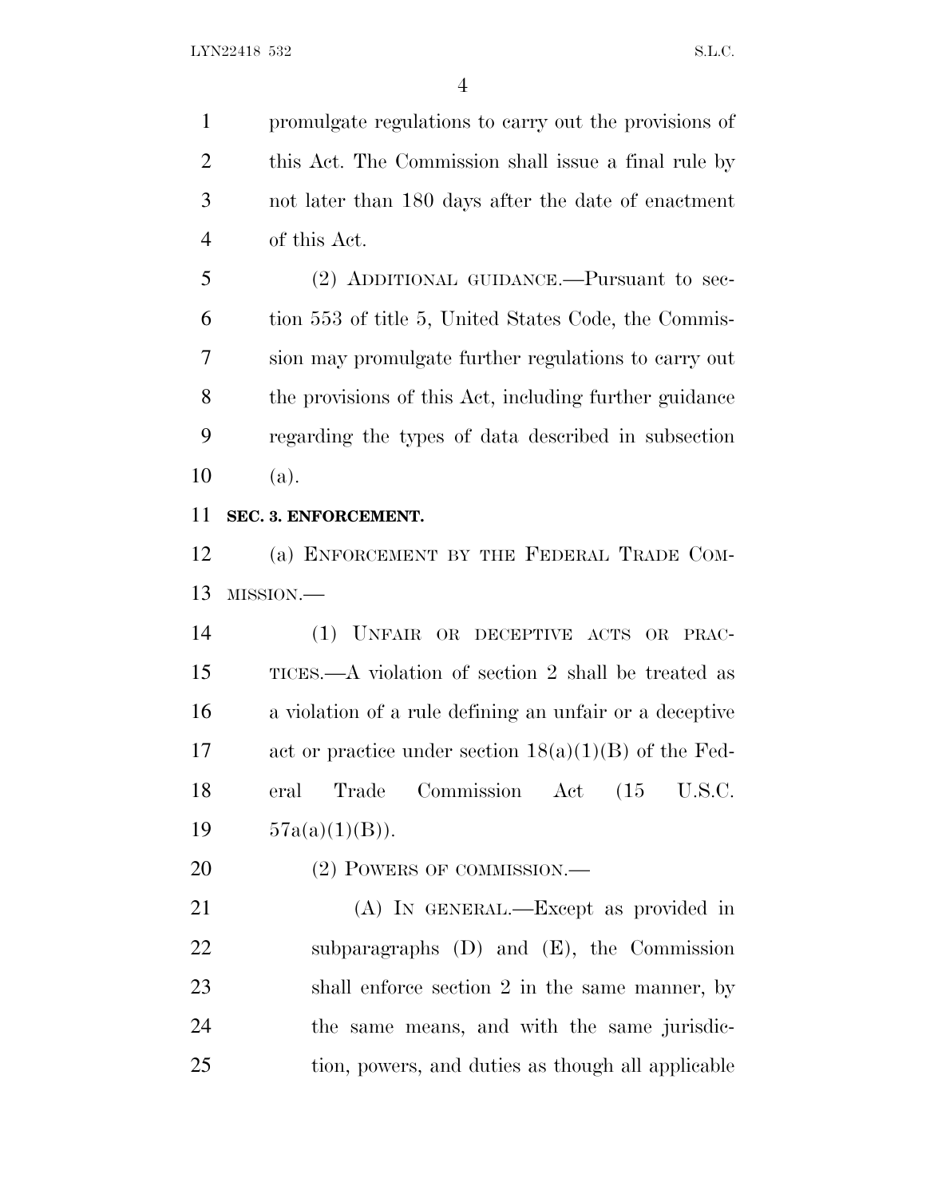promulgate regulations to carry out the provisions of this Act. The Commission shall issue a final rule by not later than 180 days after the date of enactment of this Act.

(2) ADDITIONAL GUIDANCE.—Pursuant to section 553 of title 5, United States Code, the Commission may promulgate further regulations to carry out the provisions of this Act, including further guidance regarding the types of data described in subsection (a).

**SEC. 3. ENFORCEMENT.**

(a) ENFORCEMENT BY THE FEDERAL TRADE COMMISSION.—

(1) UNFAIR OR DECEPTIVE ACTS OR PRACTICES.—A violation of section 2 shall be treated as a violation of a rule defining an unfair or a deceptive act or practice under section 18(a)(1)(B) of the Federal Trade Commission Act (15 U.S.C. 57a(a)(1)(B)).

(2) POWERS OF COMMISSION.—

(A) IN GENERAL.—Except as provided in subparagraphs (D) and (E), the Commission shall enforce section 2 in the same manner, by the same means, and with the same jurisdiction, powers, and duties as though all applicable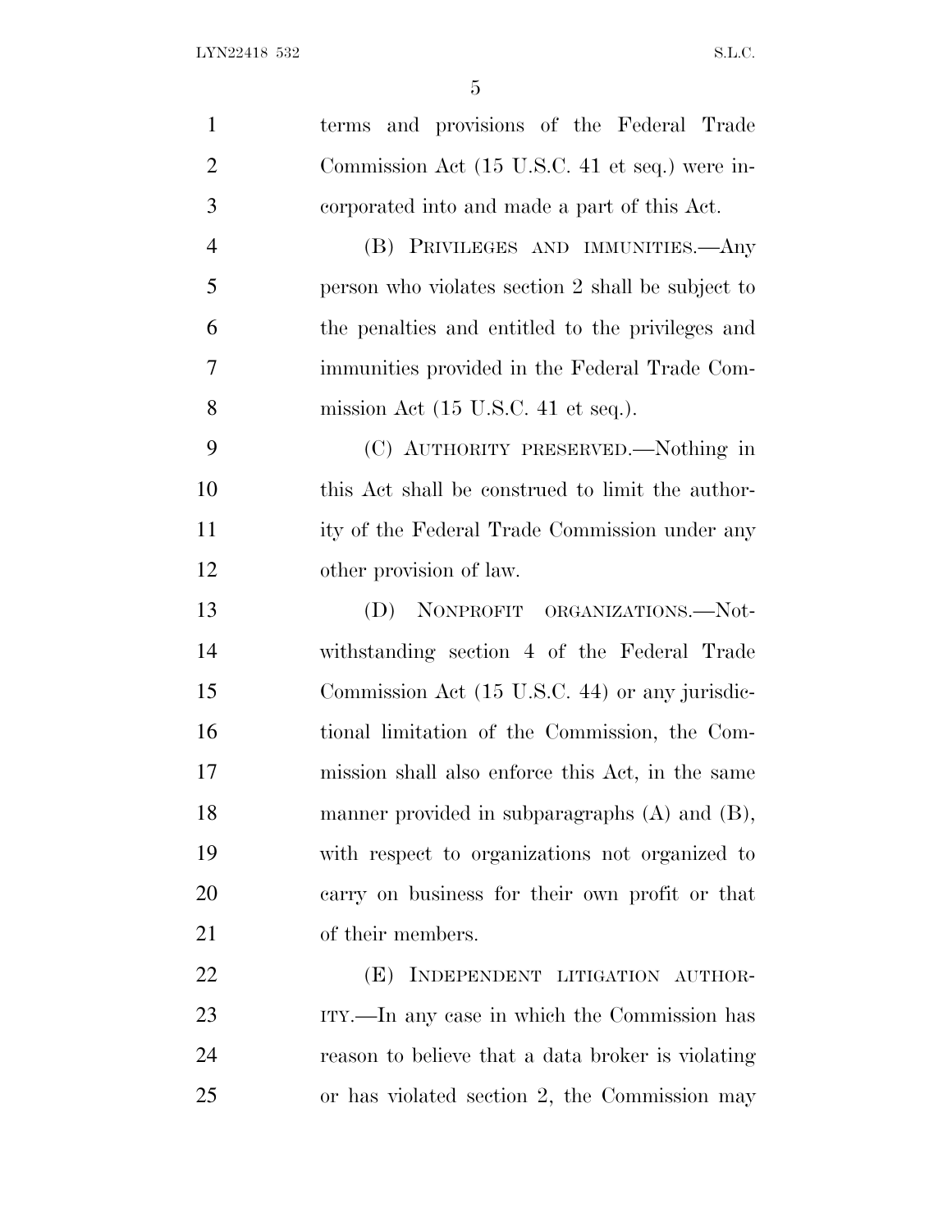terms and provisions of the Federal Trade Commission Act (15 U.S.C. 41 et seq.) were incorporated into and made a part of this Act.

(B) PRIVILEGES AND IMMUNITIES.—Any person who violates section 2 shall be subject to the penalties and entitled to the privileges and immunities provided in the Federal Trade Commission Act (15 U.S.C. 41 et seq.).

(C) AUTHORITY PRESERVED.—Nothing in this Act shall be construed to limit the authority of the Federal Trade Commission under any other provision of law.

(D) NONPROFIT ORGANIZATIONS.—Notwithstanding section 4 of the Federal Trade Commission Act (15 U.S.C. 44) or any jurisdictional limitation of the Commission, the Commission shall also enforce this Act, in the same manner provided in subparagraphs (A) and (B), with respect to organizations not organized to carry on business for their own profit or that of their members.

(E) INDEPENDENT LITIGATION AUTHORITY.—In any case in which the Commission has reason to believe that a data broker is violating or has violated section 2, the Commission may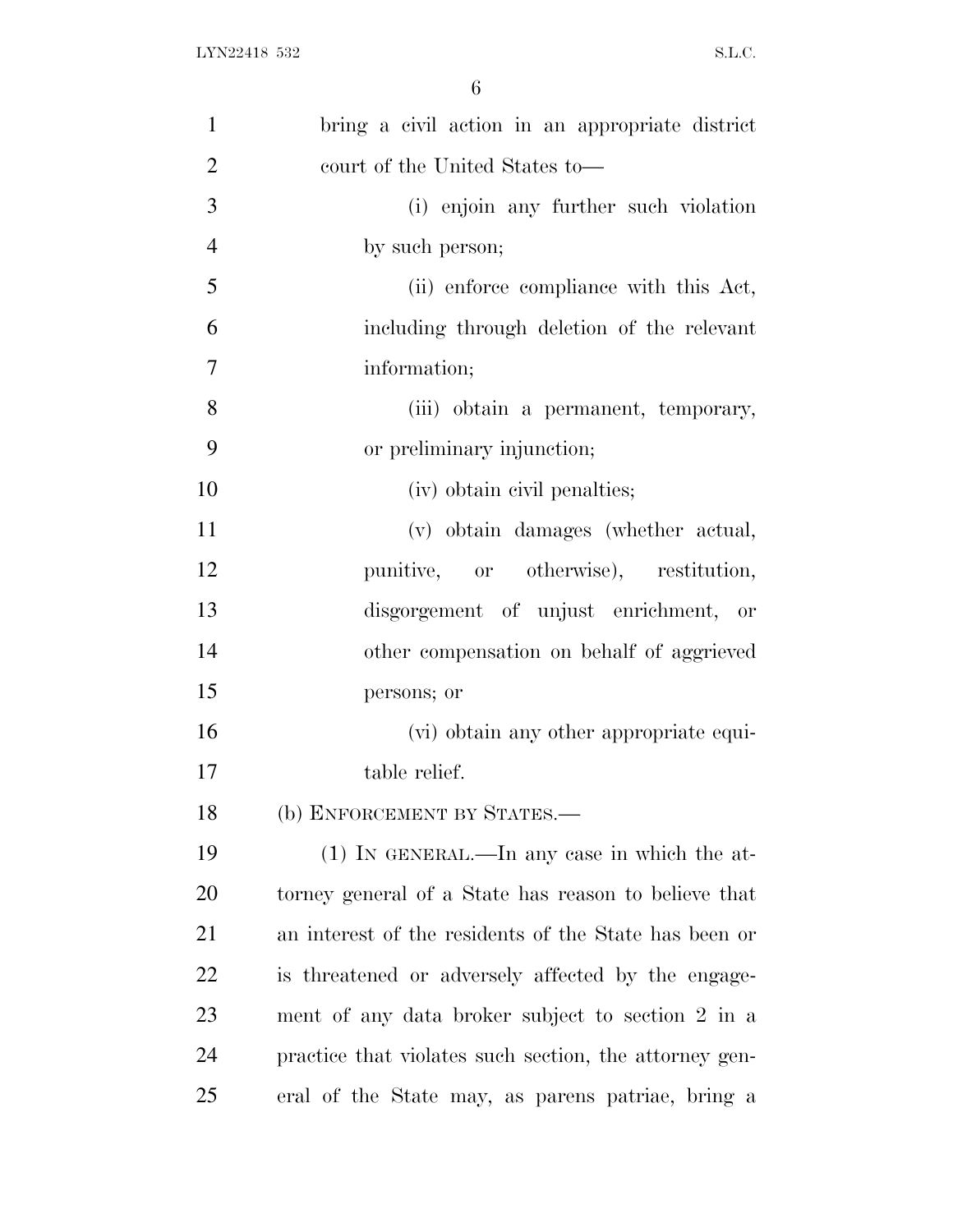bring a civil action in an appropriate district court of the United States to—

(i) enjoin any further such violation by such person;

(ii) enforce compliance with this Act, including through deletion of the relevant information;

(iii) obtain a permanent, temporary, or preliminary injunction;

(iv) obtain civil penalties;

(v) obtain damages (whether actual, punitive, or otherwise), restitution, disgorgement of unjust enrichment, or other compensation on behalf of aggrieved persons; or

(vi) obtain any other appropriate equitable relief.

(b) ENFORCEMENT BY STATES.—

(1) IN GENERAL.—In any case in which the attorney general of a State has reason to believe that an interest of the residents of the State has been or is threatened or adversely affected by the engagement of any data broker subject to section 2 in a practice that violates such section, the attorney general of the State may, as parens patriae, bring a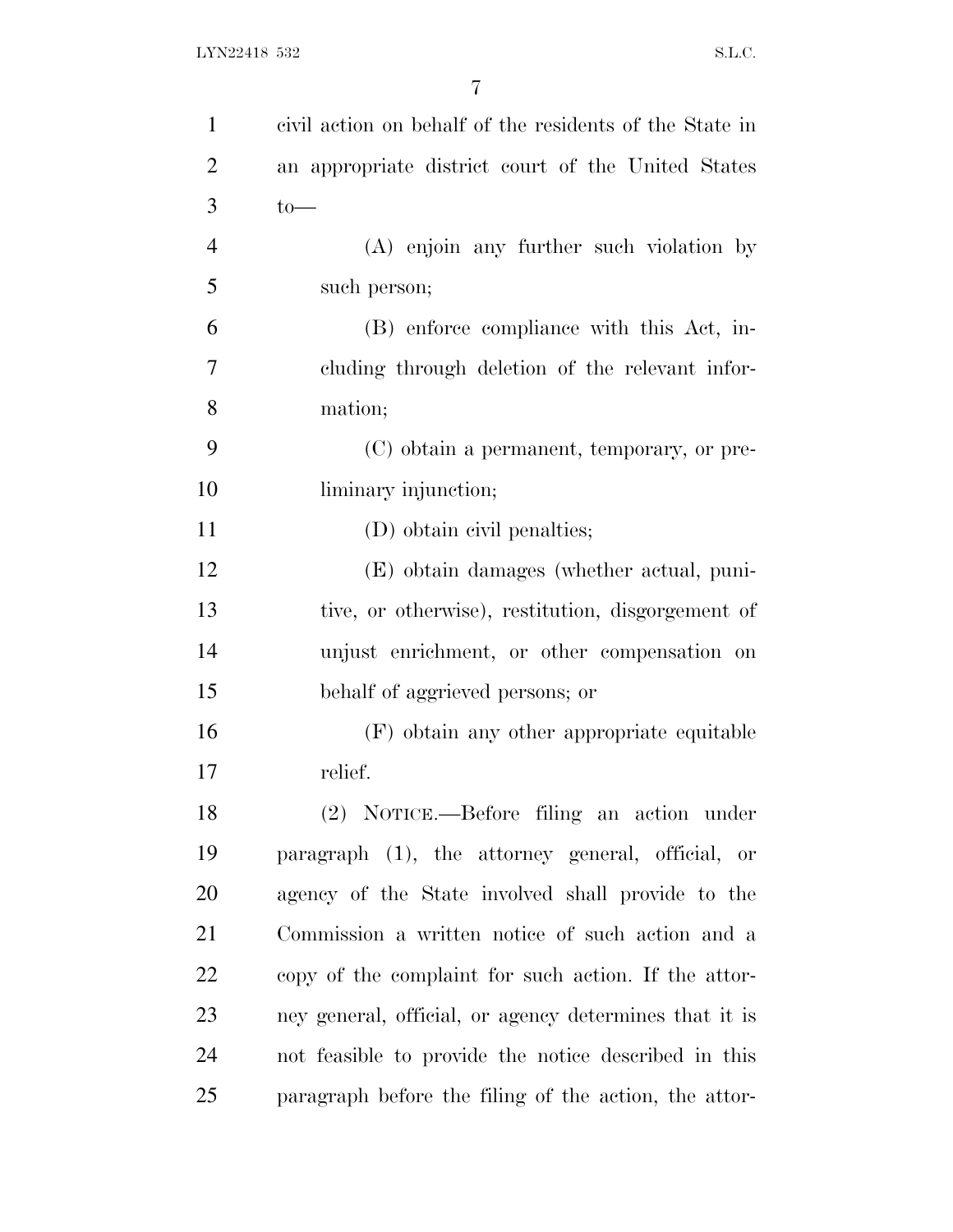civil action on behalf of the residents of the State in an appropriate district court of the United States to—

(A) enjoin any further such violation by such person;

(B) enforce compliance with this Act, including through deletion of the relevant information;

(C) obtain a permanent, temporary, or preliminary injunction;

(D) obtain civil penalties;

(E) obtain damages (whether actual, punitive, or otherwise), restitution, disgorgement of unjust enrichment, or other compensation on behalf of aggrieved persons; or

(F) obtain any other appropriate equitable relief.

(2) NOTICE.—Before filing an action under paragraph (1), the attorney general, official, or agency of the State involved shall provide to the Commission a written notice of such action and a copy of the complaint for such action. If the attorney general, official, or agency determines that it is not feasible to provide the notice described in this paragraph before the filing of the action, the attor-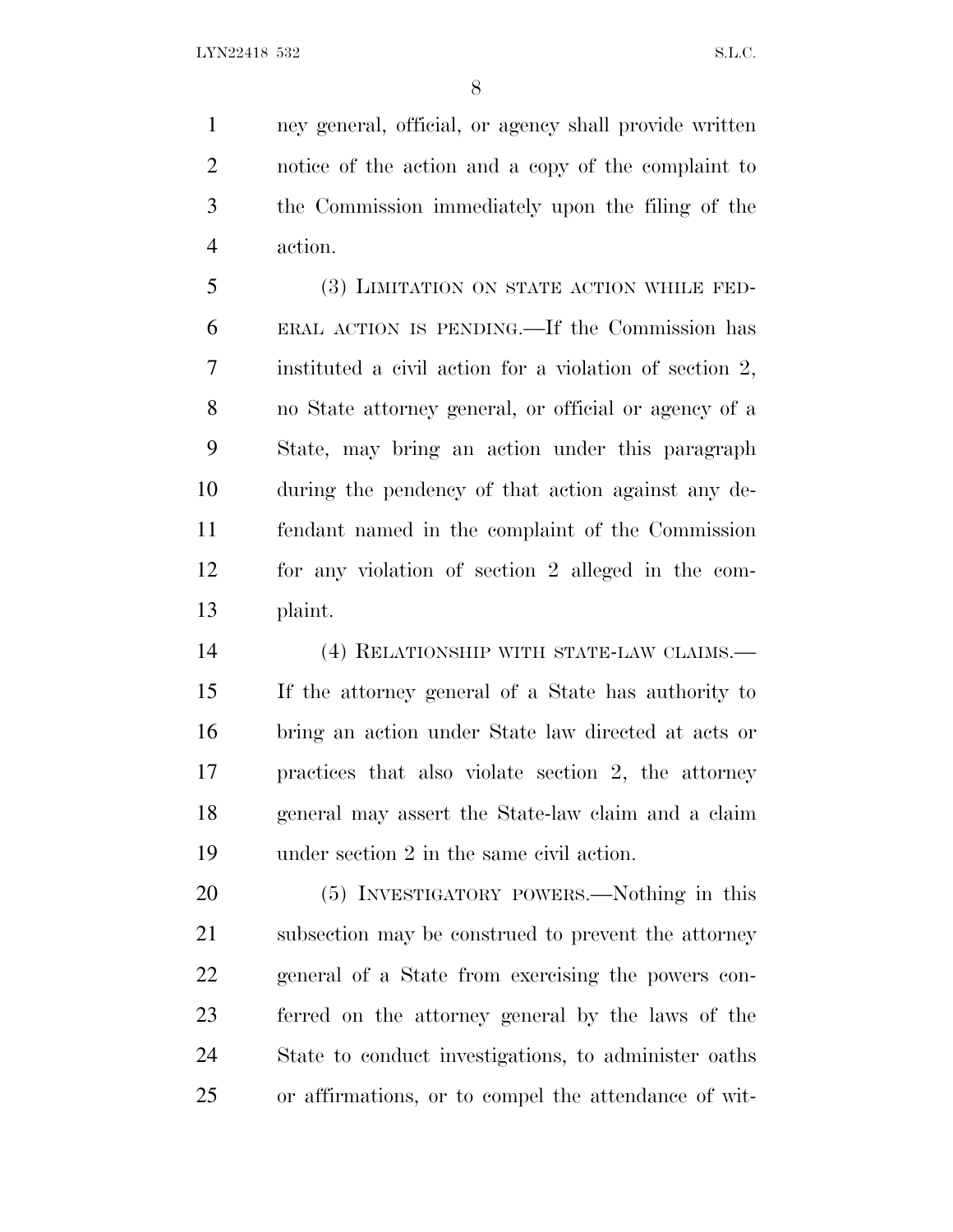ney general, official, or agency shall provide written notice of the action and a copy of the complaint to the Commission immediately upon the filing of the action.

(3) LIMITATION ON STATE ACTION WHILE FEDERAL ACTION IS PENDING.—If the Commission has instituted a civil action for a violation of section 2, no State attorney general, or official or agency of a State, may bring an action under this paragraph during the pendency of that action against any defendant named in the complaint of the Commission for any violation of section 2 alleged in the complaint.

(4) RELATIONSHIP WITH STATE-LAW CLAIMS.—If the attorney general of a State has authority to bring an action under State law directed at acts or practices that also violate section 2, the attorney general may assert the State-law claim and a claim under section 2 in the same civil action.

(5) INVESTIGATORY POWERS.—Nothing in this subsection may be construed to prevent the attorney general of a State from exercising the powers conferred on the attorney general by the laws of the State to conduct investigations, to administer oaths or affirmations, or to compel the attendance of wit-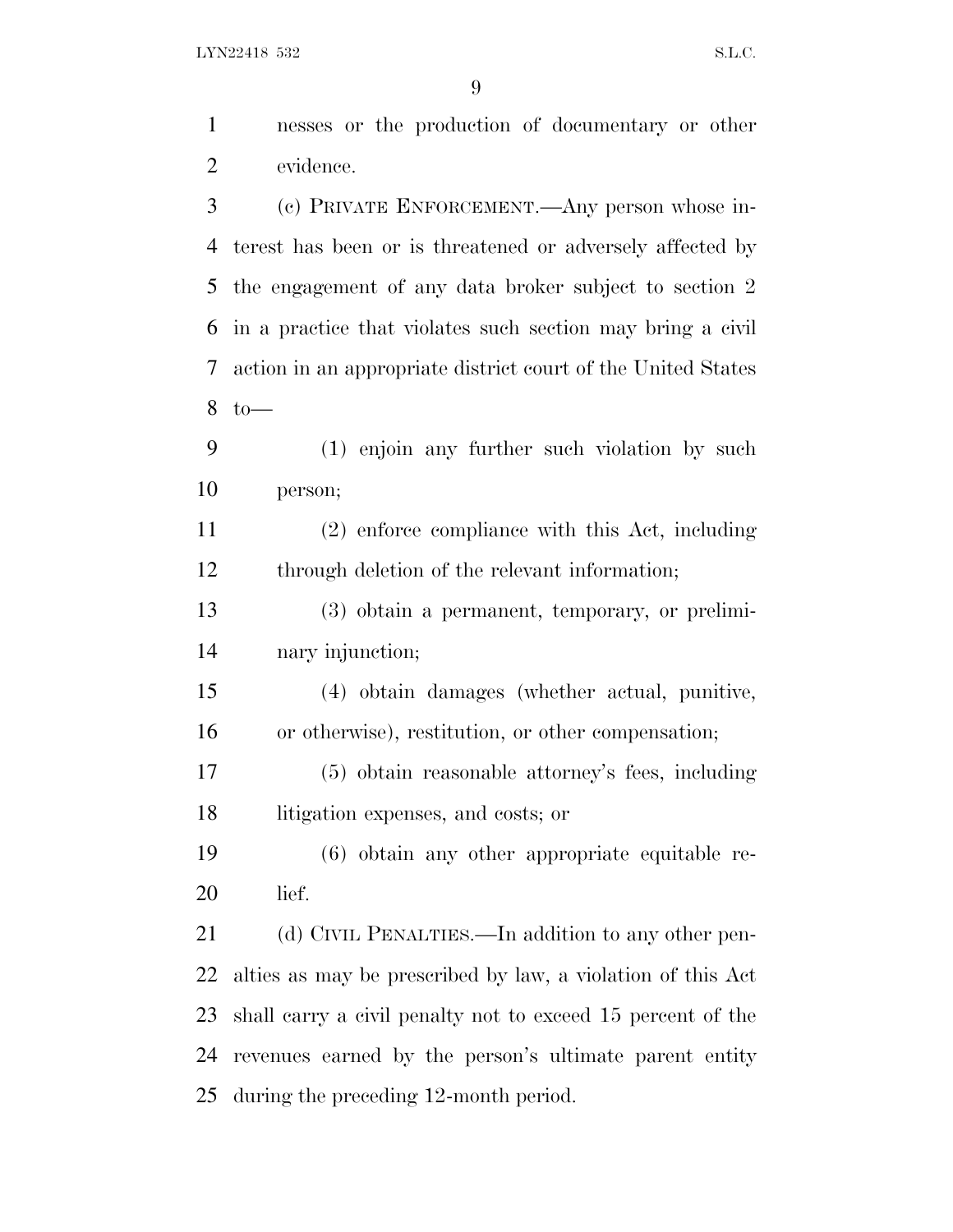nesses or the production of documentary or other evidence.

(c) PRIVATE ENFORCEMENT.—Any person whose interest has been or is threatened or adversely affected by the engagement of any data broker subject to section 2 in a practice that violates such section may bring a civil action in an appropriate district court of the United States to—

(1) enjoin any further such violation by such person;

(2) enforce compliance with this Act, including through deletion of the relevant information;

(3) obtain a permanent, temporary, or preliminary injunction;

(4) obtain damages (whether actual, punitive, or otherwise), restitution, or other compensation;

(5) obtain reasonable attorney's fees, including litigation expenses, and costs; or

(6) obtain any other appropriate equitable relief.

(d) CIVIL PENALTIES.—In addition to any other penalties as may be prescribed by law, a violation of this Act shall carry a civil penalty not to exceed 15 percent of the revenues earned by the person's ultimate parent entity during the preceding 12-month period.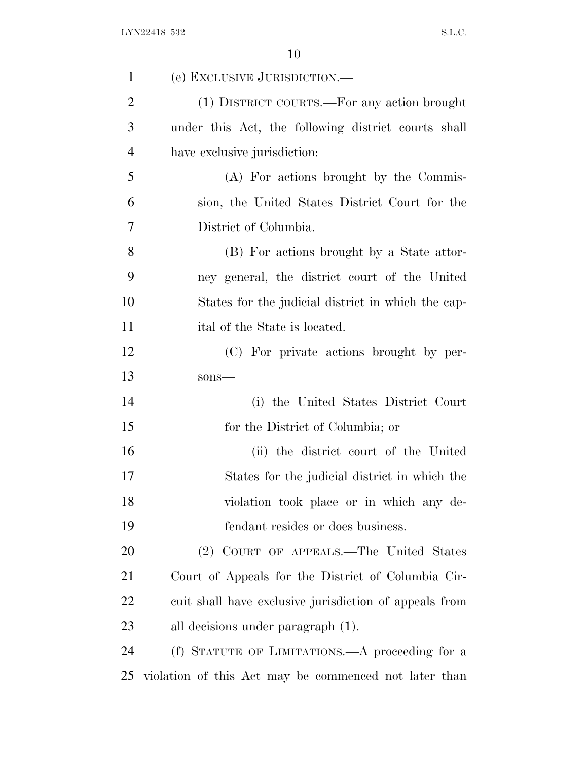(e) EXCLUSIVE JURISDICTION.—

(1) DISTRICT COURTS.—For any action brought under this Act, the following district courts shall have exclusive jurisdiction:

(A) For actions brought by the Commission, the United States District Court for the District of Columbia.

(B) For actions brought by a State attorney general, the district court of the United States for the judicial district in which the capital of the State is located.

(C) For private actions brought by persons—

(i) the United States District Court for the District of Columbia; or

(ii) the district court of the United States for the judicial district in which the violation took place or in which any defendant resides or does business.

(2) COURT OF APPEALS.—The United States Court of Appeals for the District of Columbia Circuit shall have exclusive jurisdiction of appeals from all decisions under paragraph (1).

(f) STATUTE OF LIMITATIONS.—A proceeding for a violation of this Act may be commenced not later than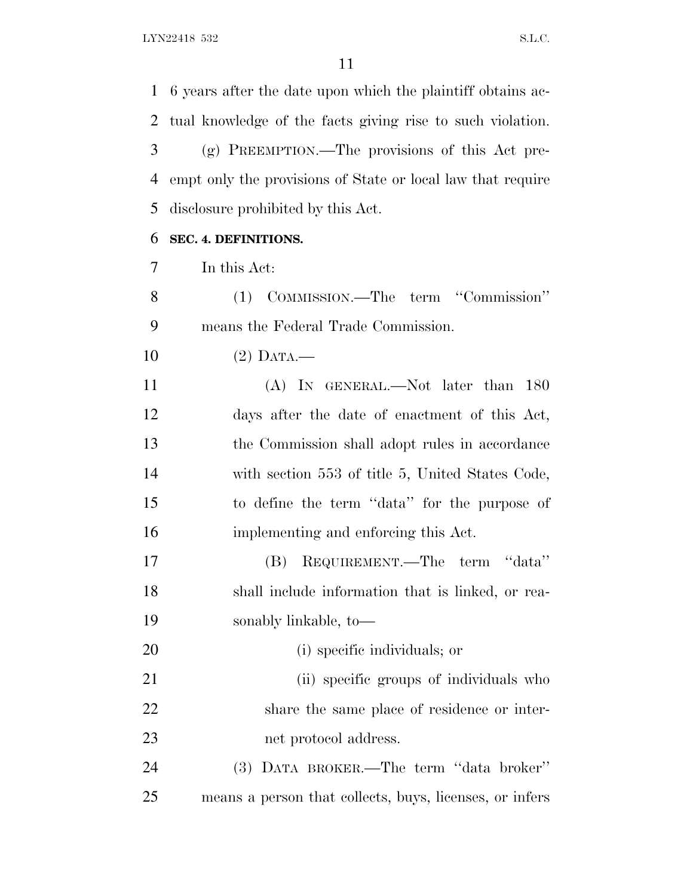6 years after the date upon which the plaintiff obtains actual knowledge of the facts giving rise to such violation.

(g) PREEMPTION.—The provisions of this Act preempt only the provisions of State or local law that require disclosure prohibited by this Act.

**SEC. 4. DEFINITIONS.**

In this Act:

(1) COMMISSION.—The term "Commission" means the Federal Trade Commission.

(2) DATA.—

(A) IN GENERAL.—Not later than 180 days after the date of enactment of this Act, the Commission shall adopt rules in accordance with section 553 of title 5, United States Code, to define the term "data" for the purpose of implementing and enforcing this Act.

(B) REQUIREMENT.—The term "data" shall include information that is linked, or reasonably linkable, to—

(i) specific individuals; or

(ii) specific groups of individuals who share the same place of residence or internet protocol address.

(3) DATA BROKER.—The term "data broker" means a person that collects, buys, licenses, or infers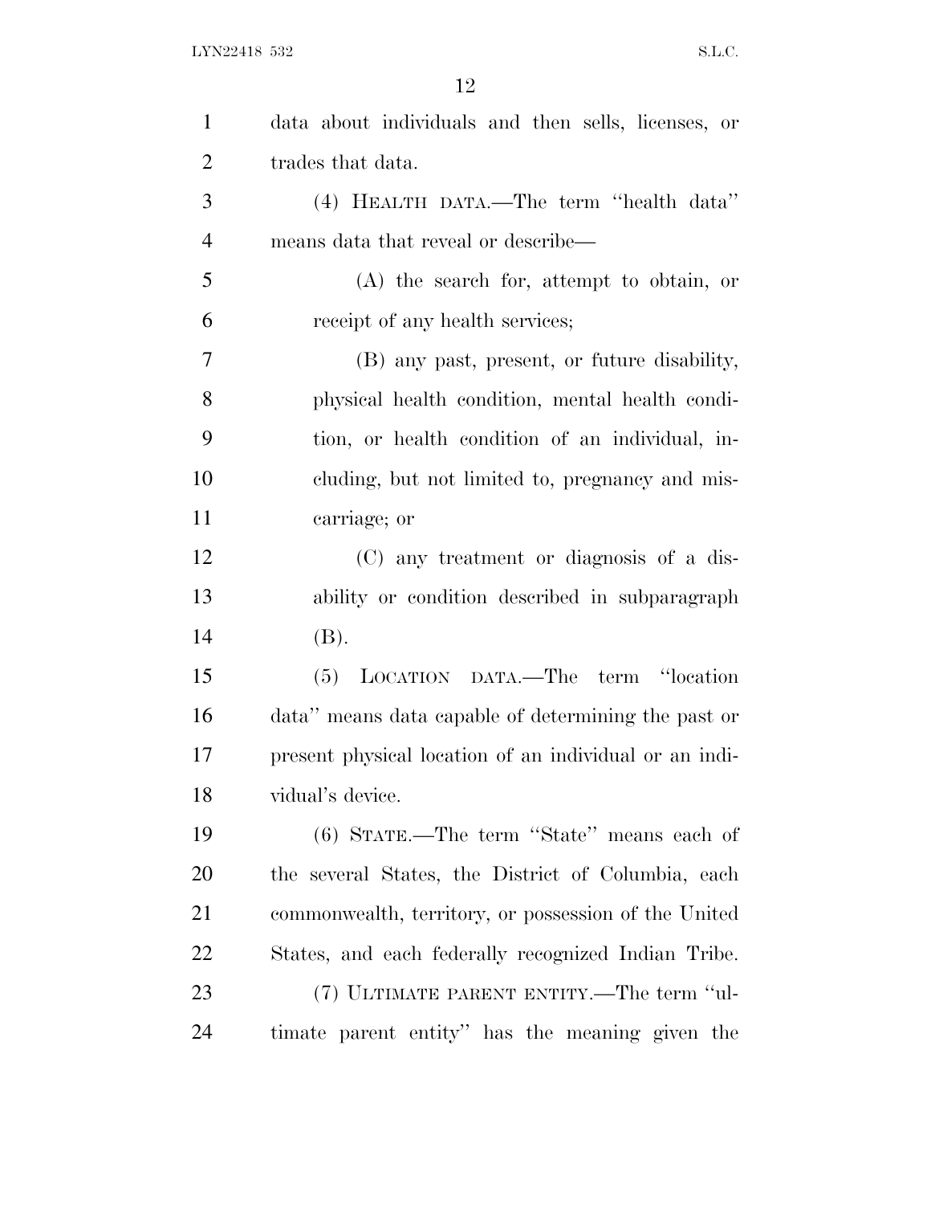data about individuals and then sells, licenses, or trades that data.

(4) HEALTH DATA.—The term "health data" means data that reveal or describe—

(A) the search for, attempt to obtain, or receipt of any health services;

(B) any past, present, or future disability, physical health condition, mental health condition, or health condition of an individual, including, but not limited to, pregnancy and miscarriage; or

(C) any treatment or diagnosis of a disability or condition described in subparagraph (B).

(5) LOCATION DATA.—The term "location data" means data capable of determining the past or present physical location of an individual or an individual's device.

(6) STATE.—The term "State" means each of the several States, the District of Columbia, each commonwealth, territory, or possession of the United States, and each federally recognized Indian Tribe.

(7) ULTIMATE PARENT ENTITY.—The term "ultimate parent entity" has the meaning given the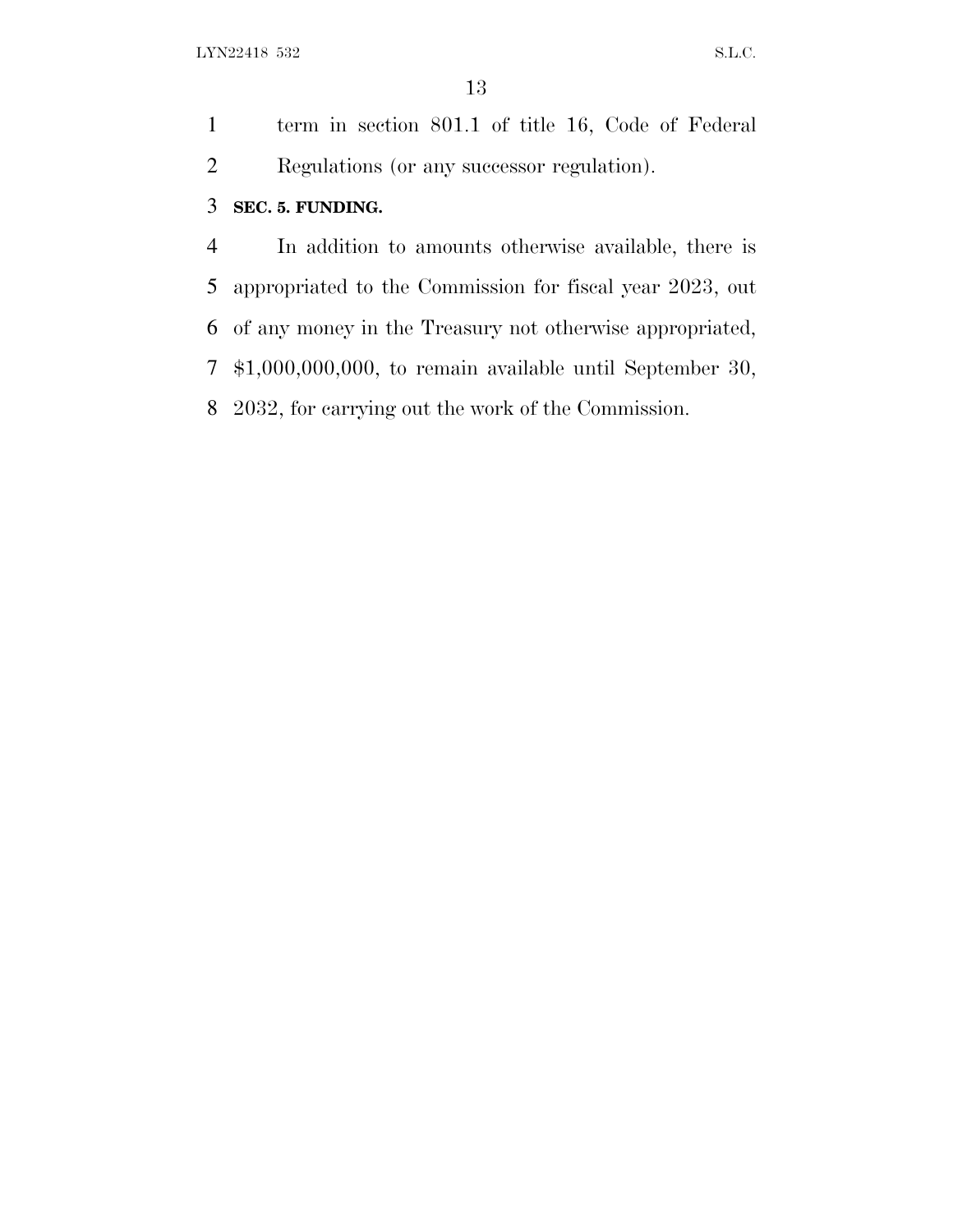term in section 801.1 of title 16, Code of Federal Regulations (or any successor regulation).

### SEC. 5. FUNDING.

In addition to amounts otherwise available, there is appropriated to the Commission for fiscal year 2023, out of any money in the Treasury not otherwise appropriated, $1,000,000,000, to remain available until September 30, 2032, for carrying out the work of the Commission.